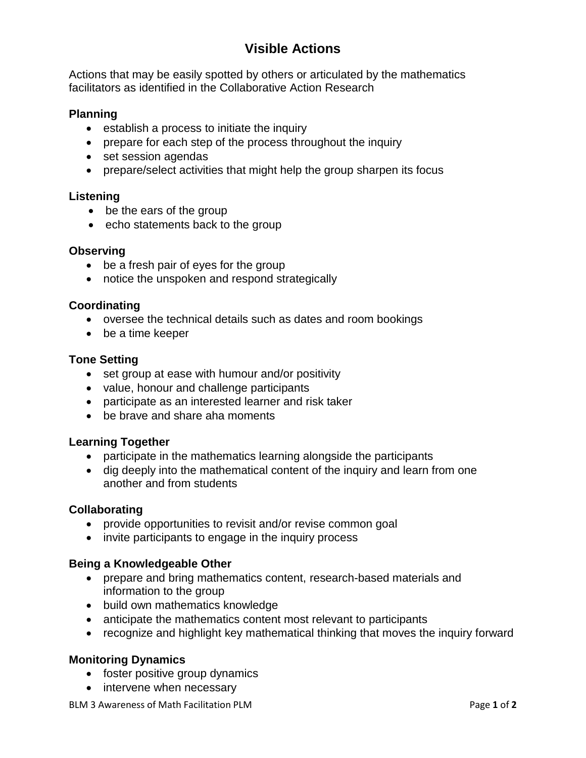# Visible Actions

Actions that may be easily spotted by others or articulated by the mathematics facilitators as identified in the Collaborative Action Research

### Planning

- establish a process to initiate the inquiry
- prepare for each step of the process throughout the inquiry
- set session agendas
- prepare/select activities that might help the group sharpen its focus

### Listening

- be the ears of the group
- echo statements back to the group

### Observing

- be a fresh pair of eyes for the group
- notice the unspoken and respond strategically

### Coordinating

- oversee the technical details such as dates and room bookings
- be a time keeper

### Tone Setting

- set group at ease with humour and/or positivity
- value, honour and challenge participants
- participate as an interested learner and risk taker
- be brave and share aha moments

### Learning Together

- participate in the mathematics learning alongside the participants
- dig deeply into the mathematical content of the inquiry and learn from one another and from students

### Collaborating

- provide opportunities to revisit and/or revise common goal
- invite participants to engage in the inquiry process

### Being a Knowledgeable Other

- prepare and bring mathematics content, research-based materials and information to the group
- build own mathematics knowledge
- anticipate the mathematics content most relevant to participants
- recognize and highlight key mathematical thinking that moves the inquiry forward

### Monitoring Dynamics

- foster positive group dynamics
- intervene when necessary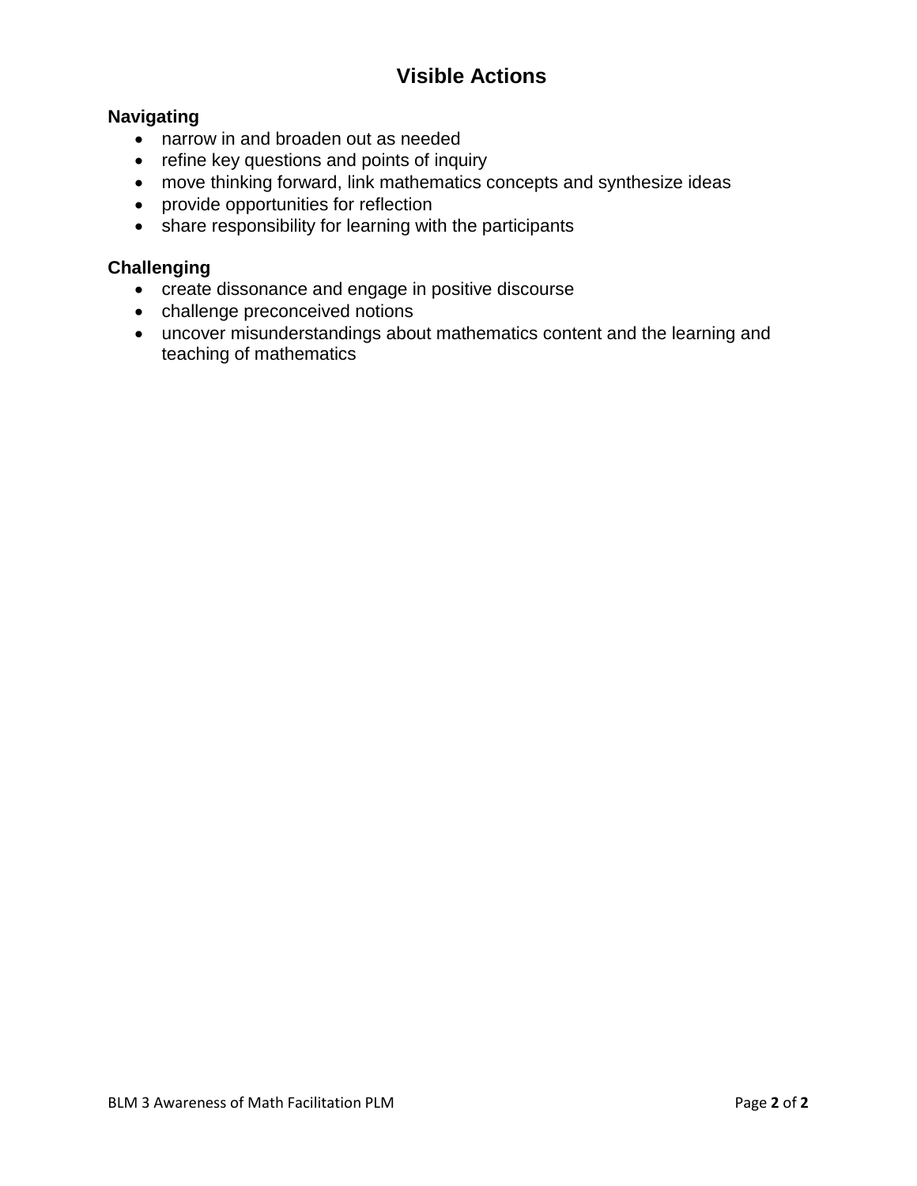# Visible Actions

**Navigating**

- narrow in and broaden out as needed
- refine key questions and points of inquiry
- move thinking forward, link mathematics concepts and synthesize ideas
- provide opportunities for reflection
- share responsibility for learning with the participants

**Challenging**

- create dissonance and engage in positive discourse
- challenge preconceived notions
- uncover misunderstandings about mathematics content and the learning and teaching of mathematics